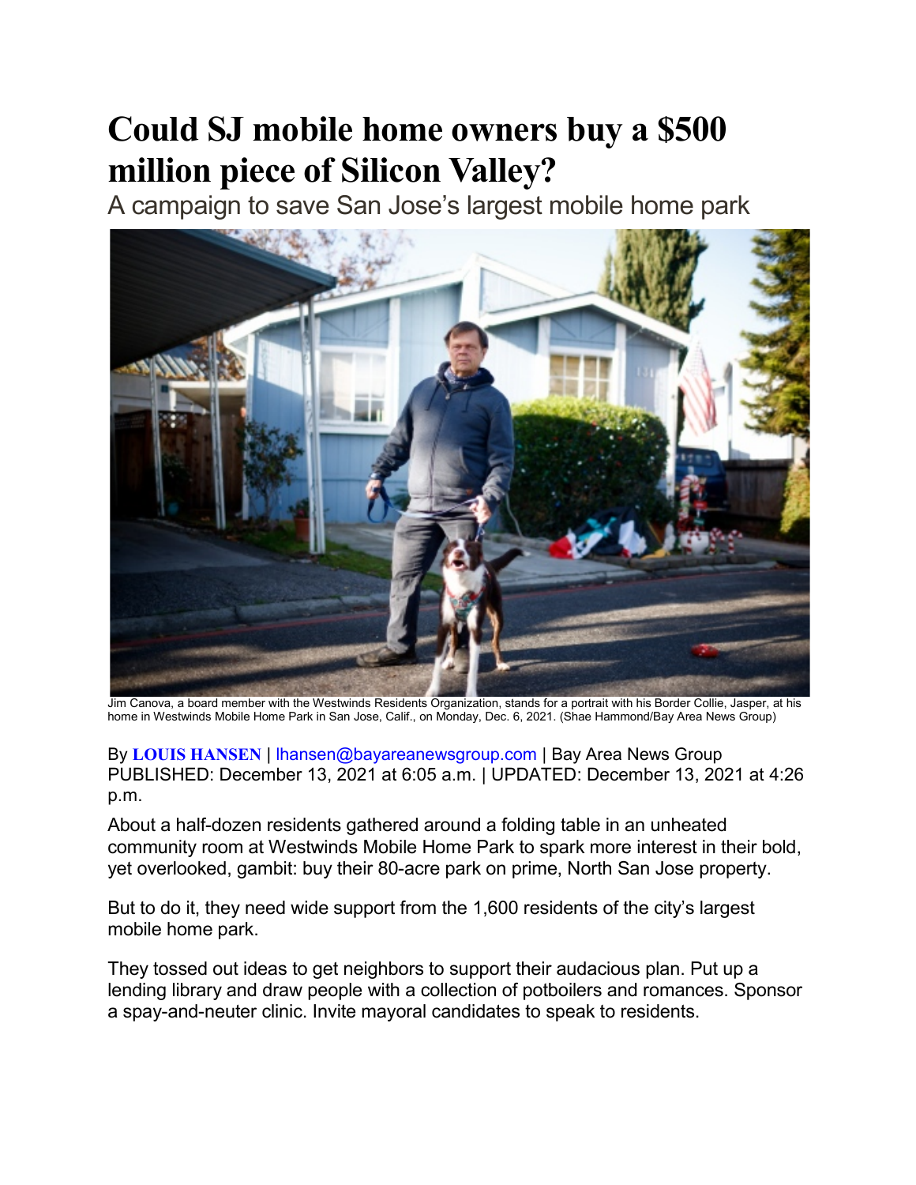# Could SJ mobile home owners buy a $500 million piece of Silicon Valley?

## A campaign to save San Jose's largest mobile home park

Jim Canova, a board member with the Westwinds Residents Organization, stands for a portrait with his Border Collie, Jasper, at his home in Westwinds Mobile Home Park in San Jose, Calif., on Monday, Dec. 6, 2021. (Shae Hammond/Bay Area News Group)

By **LOUIS HANSEN** | lhansen@bayareanewsgroup.com | Bay Area News Group
PUBLISHED: December 13, 2021 at 6:05 a.m. | UPDATED: December 13, 2021 at 4:26 p.m.

About a half-dozen residents gathered around a folding table in an unheated community room at Westwinds Mobile Home Park to spark more interest in their bold, yet overlooked, gambit: buy their 80-acre park on prime, North San Jose property.

But to do it, they need wide support from the 1,600 residents of the city's largest mobile home park.

They tossed out ideas to get neighbors to support their audacious plan. Put up a lending library and draw people with a collection of potboilers and romances. Sponsor a spay-and-neuter clinic. Invite mayoral candidates to speak to residents.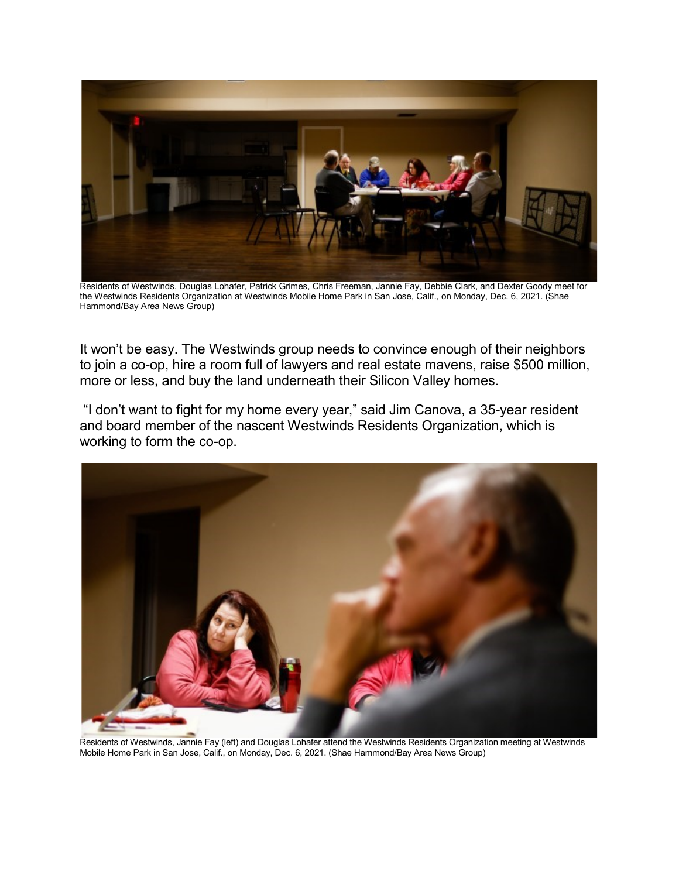Residents of Westwinds, Douglas Lohafer, Patrick Grimes, Chris Freeman, Jannie Fay, Debbie Clark, and Dexter Goody meet for the Westwinds Residents Organization at Westwinds Mobile Home Park in San Jose, Calif., on Monday, Dec. 6, 2021. (Shae Hammond/Bay Area News Group)

It won't be easy. The Westwinds group needs to convince enough of their neighbors to join a co-op, hire a room full of lawyers and real estate mavens, raise $500 million, more or less, and buy the land underneath their Silicon Valley homes.

"I don't want to fight for my home every year," said Jim Canova, a 35-year resident and board member of the nascent Westwinds Residents Organization, which is working to form the co-op.

Residents of Westwinds, Jannie Fay (left) and Douglas Lohafer attend the Westwinds Residents Organization meeting at Westwinds Mobile Home Park in San Jose, Calif., on Monday, Dec. 6, 2021. (Shae Hammond/Bay Area News Group)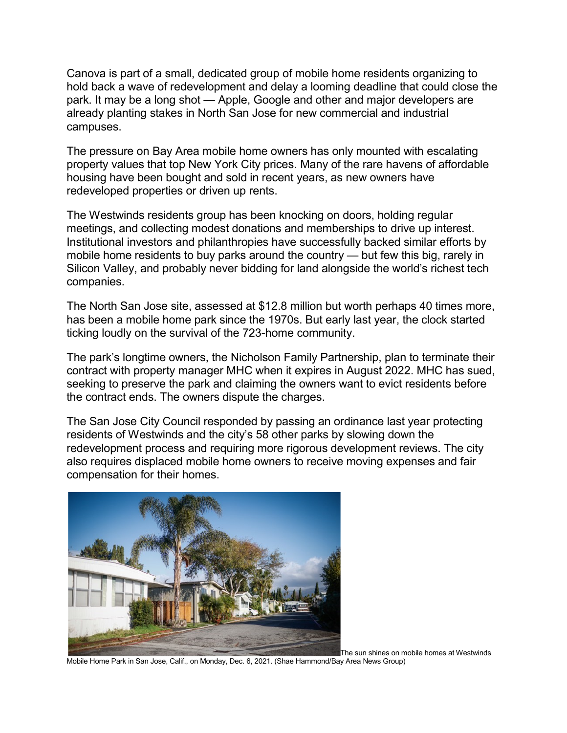Canova is part of a small, dedicated group of mobile home residents organizing to hold back a wave of redevelopment and delay a looming deadline that could close the park. It may be a long shot — Apple, Google and other and major developers are already planting stakes in North San Jose for new commercial and industrial campuses.

The pressure on Bay Area mobile home owners has only mounted with escalating property values that top New York City prices. Many of the rare havens of affordable housing have been bought and sold in recent years, as new owners have redeveloped properties or driven up rents.

The Westwinds residents group has been knocking on doors, holding regular meetings, and collecting modest donations and memberships to drive up interest. Institutional investors and philanthropies have successfully backed similar efforts by mobile home residents to buy parks around the country — but few this big, rarely in Silicon Valley, and probably never bidding for land alongside the world's richest tech companies.

The North San Jose site, assessed at $12.8 million but worth perhaps 40 times more, has been a mobile home park since the 1970s. But early last year, the clock started ticking loudly on the survival of the 723-home community.

The park's longtime owners, the Nicholson Family Partnership, plan to terminate their contract with property manager MHC when it expires in August 2022. MHC has sued, seeking to preserve the park and claiming the owners want to evict residents before the contract ends. The owners dispute the charges.

The San Jose City Council responded by passing an ordinance last year protecting residents of Westwinds and the city's 58 other parks by slowing down the redevelopment process and requiring more rigorous development reviews. The city also requires displaced mobile home owners to receive moving expenses and fair compensation for their homes.

The sun shines on mobile homes at Westwinds Mobile Home Park in San Jose, Calif., on Monday, Dec. 6, 2021. (Shae Hammond/Bay Area News Group)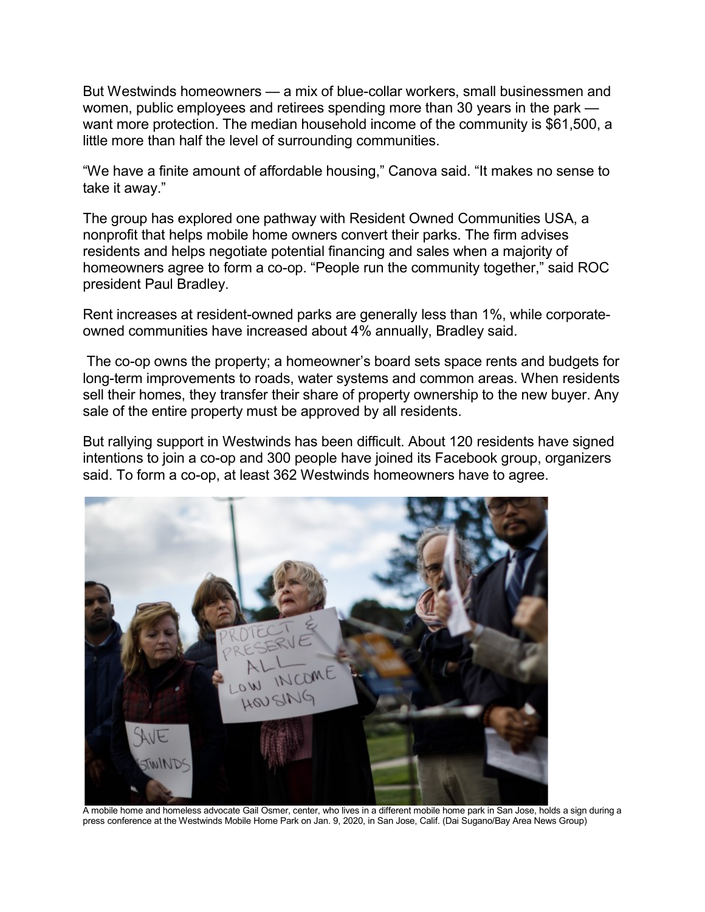But Westwinds homeowners — a mix of blue-collar workers, small businessmen and women, public employees and retirees spending more than 30 years in the park — want more protection. The median household income of the community is $61,500, a little more than half the level of surrounding communities.

"We have a finite amount of affordable housing," Canova said. "It makes no sense to take it away."

The group has explored one pathway with Resident Owned Communities USA, a nonprofit that helps mobile home owners convert their parks. The firm advises residents and helps negotiate potential financing and sales when a majority of homeowners agree to form a co-op. "People run the community together," said ROC president Paul Bradley.

Rent increases at resident-owned parks are generally less than 1%, while corporate-owned communities have increased about 4% annually, Bradley said.

The co-op owns the property; a homeowner's board sets space rents and budgets for long-term improvements to roads, water systems and common areas. When residents sell their homes, they transfer their share of property ownership to the new buyer. Any sale of the entire property must be approved by all residents.

But rallying support in Westwinds has been difficult. About 120 residents have signed intentions to join a co-op and 300 people have joined its Facebook group, organizers said. To form a co-op, at least 362 Westwinds homeowners have to agree.

A mobile home and homeless advocate Gail Osmer, center, who lives in a different mobile home park in San Jose, holds a sign during a press conference at the Westwinds Mobile Home Park on Jan. 9, 2020, in San Jose, Calif. (Dai Sugano/Bay Area News Group)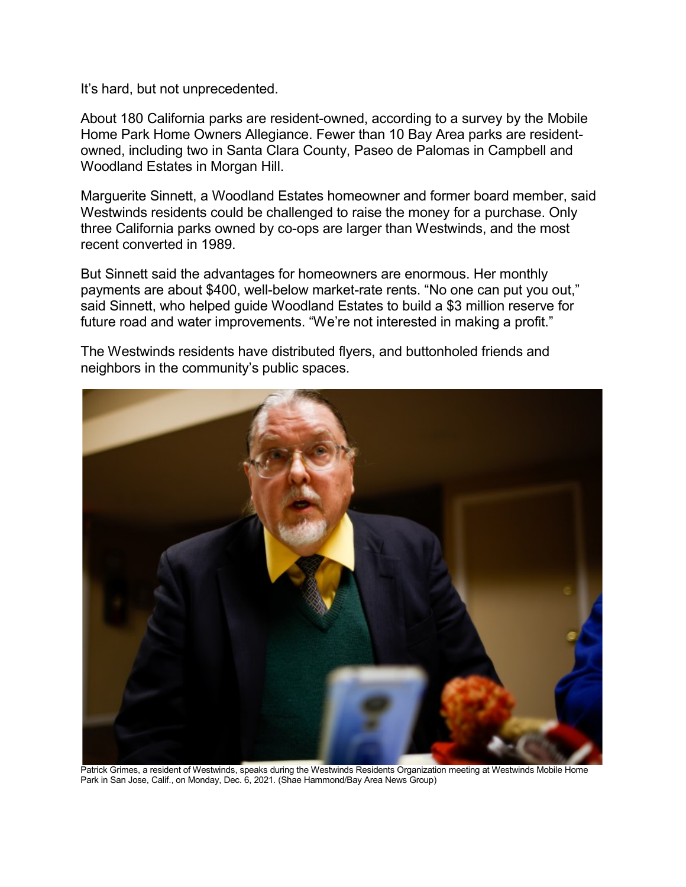It's hard, but not unprecedented.

About 180 California parks are resident-owned, according to a survey by the Mobile Home Park Home Owners Allegiance. Fewer than 10 Bay Area parks are resident-owned, including two in Santa Clara County, Paseo de Palomas in Campbell and Woodland Estates in Morgan Hill.

Marguerite Sinnett, a Woodland Estates homeowner and former board member, said Westwinds residents could be challenged to raise the money for a purchase. Only three California parks owned by co-ops are larger than Westwinds, and the most recent converted in 1989.

But Sinnett said the advantages for homeowners are enormous. Her monthly payments are about $400, well-below market-rate rents. "No one can put you out," said Sinnett, who helped guide Woodland Estates to build a $3 million reserve for future road and water improvements. "We're not interested in making a profit."

The Westwinds residents have distributed flyers, and buttonholed friends and neighbors in the community's public spaces.

Patrick Grimes, a resident of Westwinds, speaks during the Westwinds Residents Organization meeting at Westwinds Mobile Home Park in San Jose, Calif., on Monday, Dec. 6, 2021. (Shae Hammond/Bay Area News Group)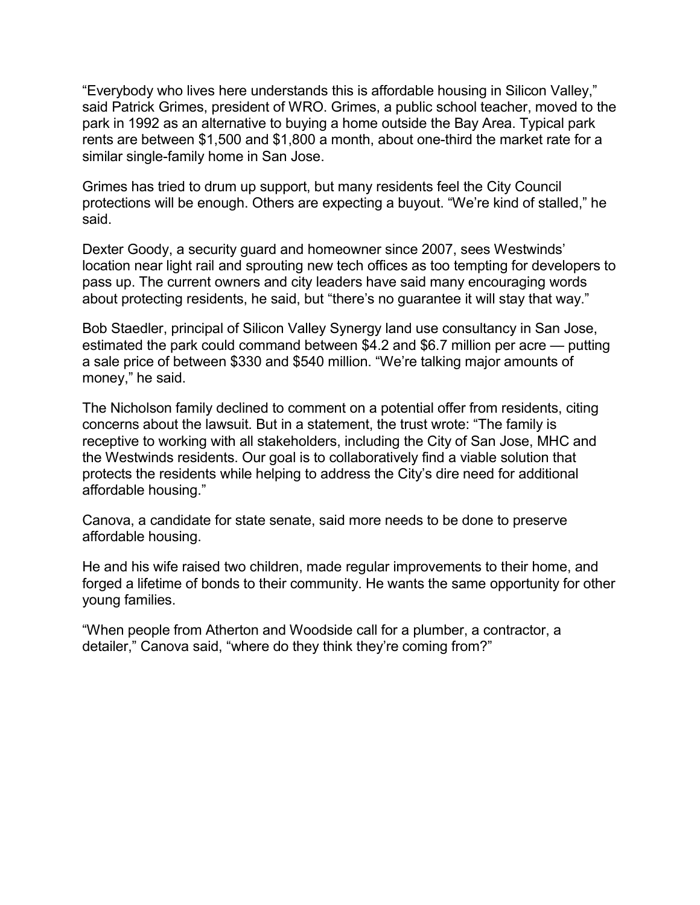"Everybody who lives here understands this is affordable housing in Silicon Valley," said Patrick Grimes, president of WRO. Grimes, a public school teacher, moved to the park in 1992 as an alternative to buying a home outside the Bay Area. Typical park rents are between $1,500 and $1,800 a month, about one-third the market rate for a similar single-family home in San Jose.

Grimes has tried to drum up support, but many residents feel the City Council protections will be enough. Others are expecting a buyout. "We're kind of stalled," he said.

Dexter Goody, a security guard and homeowner since 2007, sees Westwinds' location near light rail and sprouting new tech offices as too tempting for developers to pass up. The current owners and city leaders have said many encouraging words about protecting residents, he said, but "there's no guarantee it will stay that way."

Bob Staedler, principal of Silicon Valley Synergy land use consultancy in San Jose, estimated the park could command between $4.2 and $6.7 million per acre — putting a sale price of between $330 and $540 million. "We're talking major amounts of money," he said.

The Nicholson family declined to comment on a potential offer from residents, citing concerns about the lawsuit. But in a statement, the trust wrote: "The family is receptive to working with all stakeholders, including the City of San Jose, MHC and the Westwinds residents. Our goal is to collaboratively find a viable solution that protects the residents while helping to address the City's dire need for additional affordable housing."

Canova, a candidate for state senate, said more needs to be done to preserve affordable housing.

He and his wife raised two children, made regular improvements to their home, and forged a lifetime of bonds to their community. He wants the same opportunity for other young families.

"When people from Atherton and Woodside call for a plumber, a contractor, a detailer," Canova said, "where do they think they're coming from?"